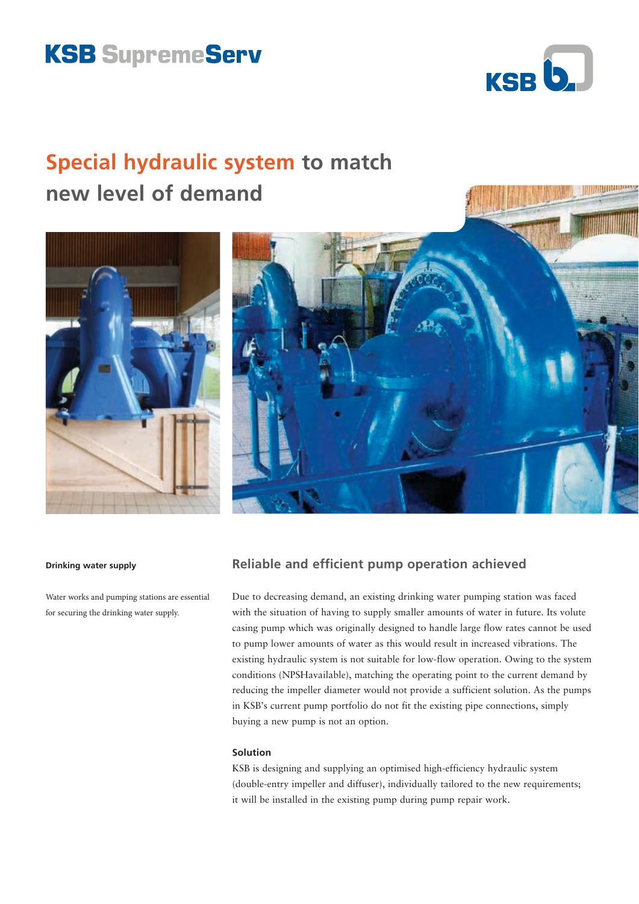KSB SupremeServ

# Special hydraulic system to match new level of demand

**Drinking water supply**

Water works and pumping stations are essential for securing the drinking water supply.

## Reliable and efficient pump operation achieved

Due to decreasing demand, an existing drinking water pumping station was faced with the situation of having to supply smaller amounts of water in future. Its volute casing pump which was originally designed to handle large flow rates cannot be used to pump lower amounts of water as this would result in increased vibrations. The existing hydraulic system is not suitable for low-flow operation. Owing to the system conditions (NPSHavailable), matching the operating point to the current demand by reducing the impeller diameter would not provide a sufficient solution. As the pumps in KSB's current pump portfolio do not fit the existing pipe connections, simply buying a new pump is not an option.

### Solution

KSB is designing and supplying an optimised high-efficiency hydraulic system (double-entry impeller and diffuser), individually tailored to the new requirements; it will be installed in the existing pump during pump repair work.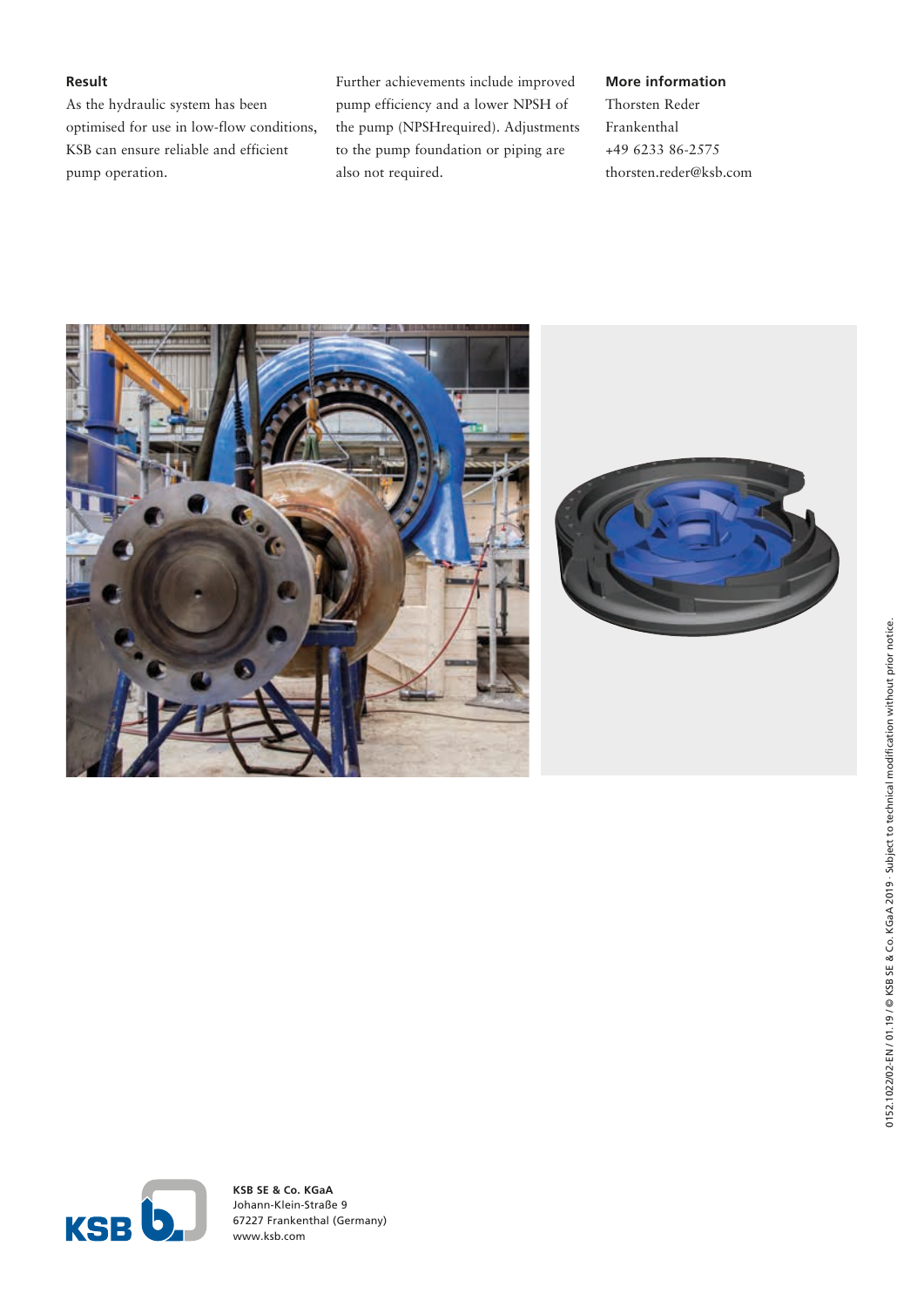## Result

As the hydraulic system has been optimised for use in low-flow conditions, KSB can ensure reliable and efficient pump operation.

Further achievements include improved pump efficiency and a lower NPSH of the pump (NPSHrequired). Adjustments to the pump foundation or piping are also not required.

## More information

Thorsten Reder
Frankenthal
+49 6233 86-2575
thorsten.reder@ksb.com

0152.1022/02-EN / 01.19 / © KSB SE & Co. KGaA 2019 · Subject to technical modification without prior notice.

**KSB SE & Co. KGaA**
Johann-Klein-Straße 9
67227 Frankenthal (Germany)
www.ksb.com